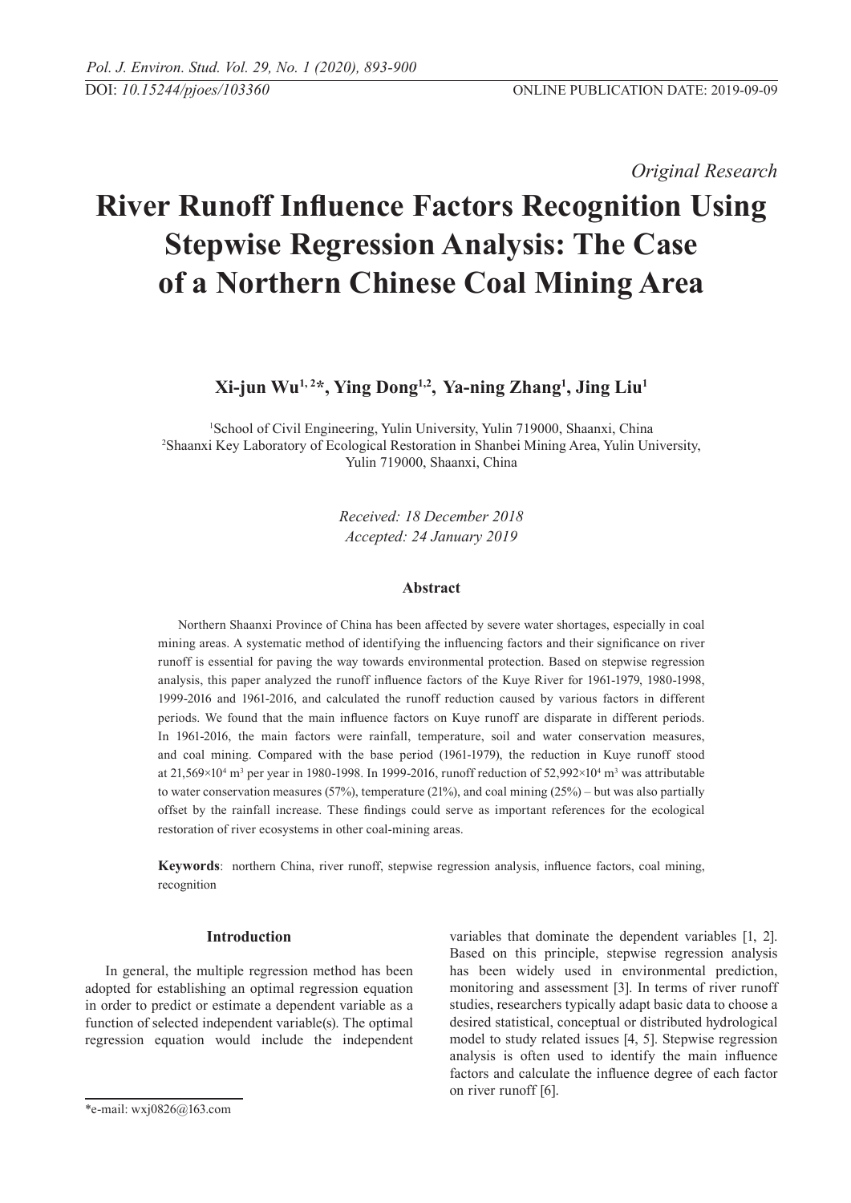*Original Research*

# River Runoff Influence Factors Recognition Using Stepwise Regression Analysis: The Case of a Northern Chinese Coal Mining Area

**Xi-jun Wu[1, 2]*, Ying Dong[1,2], Ya-ning Zhang[1], Jing Liu[1]**

[1]School of Civil Engineering, Yulin University, Yulin 719000, Shaanxi, China
[2]Shaanxi Key Laboratory of Ecological Restoration in Shanbei Mining Area, Yulin University, Yulin 719000, Shaanxi, China

*Received: 18 December 2018*
*Accepted: 24 January 2019*

### Abstract

Northern Shaanxi Province of China has been affected by severe water shortages, especially in coal mining areas. A systematic method of identifying the influencing factors and their significance on river runoff is essential for paving the way towards environmental protection. Based on stepwise regression analysis, this paper analyzed the runoff influence factors of the Kuye River for 1961-1979, 1980-1998, 1999-2016 and 1961-2016, and calculated the runoff reduction caused by various factors in different periods. We found that the main influence factors on Kuye runoff are disparate in different periods. In 1961-2016, the main factors were rainfall, temperature, soil and water conservation measures, and coal mining. Compared with the base period (1961-1979), the reduction in Kuye runoff stood at $21,569\times10^4$ m$^3$ per year in 1980-1998. In 1999-2016, runoff reduction of $52,992\times10^4$ m$^3$ was attributable to water conservation measures (57%), temperature (21%), and coal mining (25%) – but was also partially offset by the rainfall increase. These findings could serve as important references for the ecological restoration of river ecosystems in other coal-mining areas.

**Keywords**: northern China, river runoff, stepwise regression analysis, influence factors, coal mining, recognition

### Introduction

In general, the multiple regression method has been adopted for establishing an optimal regression equation in order to predict or estimate a dependent variable as a function of selected independent variable(s). The optimal regression equation would include the independent variables that dominate the dependent variables [1, 2]. Based on this principle, stepwise regression analysis has been widely used in environmental prediction, monitoring and assessment [3]. In terms of river runoff studies, researchers typically adapt basic data to choose a desired statistical, conceptual or distributed hydrological model to study related issues [4, 5]. Stepwise regression analysis is often used to identify the main influence factors and calculate the influence degree of each factor on river runoff [6].

*e-mail: wxj0826@163.com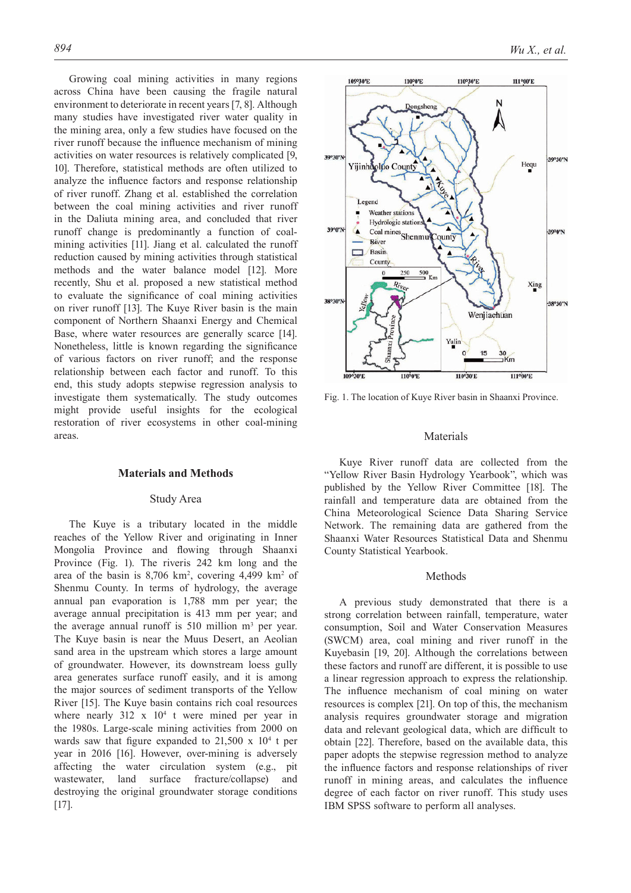Growing coal mining activities in many regions across China have been causing the fragile natural environment to deteriorate in recent years [7, 8]. Although many studies have investigated river water quality in the mining area, only a few studies have focused on the river runoff because the influence mechanism of mining activities on water resources is relatively complicated [9, 10]. Therefore, statistical methods are often utilized to analyze the influence factors and response relationship of river runoff. Zhang et al. established the correlation between the coal mining activities and river runoff in the Daliuta mining area, and concluded that river runoff change is predominantly a function of coal-mining activities [11]. Jiang et al. calculated the runoff reduction caused by mining activities through statistical methods and the water balance model [12]. More recently, Shu et al. proposed a new statistical method to evaluate the significance of coal mining activities on river runoff [13]. The Kuye River basin is the main component of Northern Shaanxi Energy and Chemical Base, where water resources are generally scarce [14]. Nonetheless, little is known regarding the significance of various factors on river runoff; and the response relationship between each factor and runoff. To this end, this study adopts stepwise regression analysis to investigate them systematically. The study outcomes might provide useful insights for the ecological restoration of river ecosystems in other coal-mining areas.

## Materials and Methods

### Study Area

The Kuye is a tributary located in the middle reaches of the Yellow River and originating in Inner Mongolia Province and flowing through Shaanxi Province (Fig. 1). The riveris 242 km long and the area of the basin is 8,706 km$^2$, covering 4,499 km$^2$ of Shenmu County. In terms of hydrology, the average annual pan evaporation is 1,788 mm per year; the average annual precipitation is 413 mm per year; and the average annual runoff is 510 million m$^3$ per year. The Kuye basin is near the Muus Desert, an Aeolian sand area in the upstream which stores a large amount of groundwater. However, its downstream loess gully area generates surface runoff easily, and it is among the major sources of sediment transports of the Yellow River [15]. The Kuye basin contains rich coal resources where nearly 312 x 10$^4$ t were mined per year in the 1980s. Large-scale mining activities from 2000 on wards saw that figure expanded to 21,500 x 10$^4$ t per year in 2016 [16]. However, over-mining is adversely affecting the water circulation system (e.g., pit wastewater, land surface fracture/collapse) and destroying the original groundwater storage conditions [17].

Fig. 1. The location of Kuye River basin in Shaanxi Province.

### Materials

Kuye River runoff data are collected from the "Yellow River Basin Hydrology Yearbook", which was published by the Yellow River Committee [18]. The rainfall and temperature data are obtained from the China Meteorological Science Data Sharing Service Network. The remaining data are gathered from the Shaanxi Water Resources Statistical Data and Shenmu County Statistical Yearbook.

### Methods

A previous study demonstrated that there is a strong correlation between rainfall, temperature, water consumption, Soil and Water Conservation Measures (SWCM) area, coal mining and river runoff in the Kuyebasin [19, 20]. Although the correlations between these factors and runoff are different, it is possible to use a linear regression approach to express the relationship. The influence mechanism of coal mining on water resources is complex [21]. On top of this, the mechanism analysis requires groundwater storage and migration data and relevant geological data, which are difficult to obtain [22]. Therefore, based on the available data, this paper adopts the stepwise regression method to analyze the influence factors and response relationships of river runoff in mining areas, and calculates the influence degree of each factor on river runoff. This study uses IBM SPSS software to perform all analyses.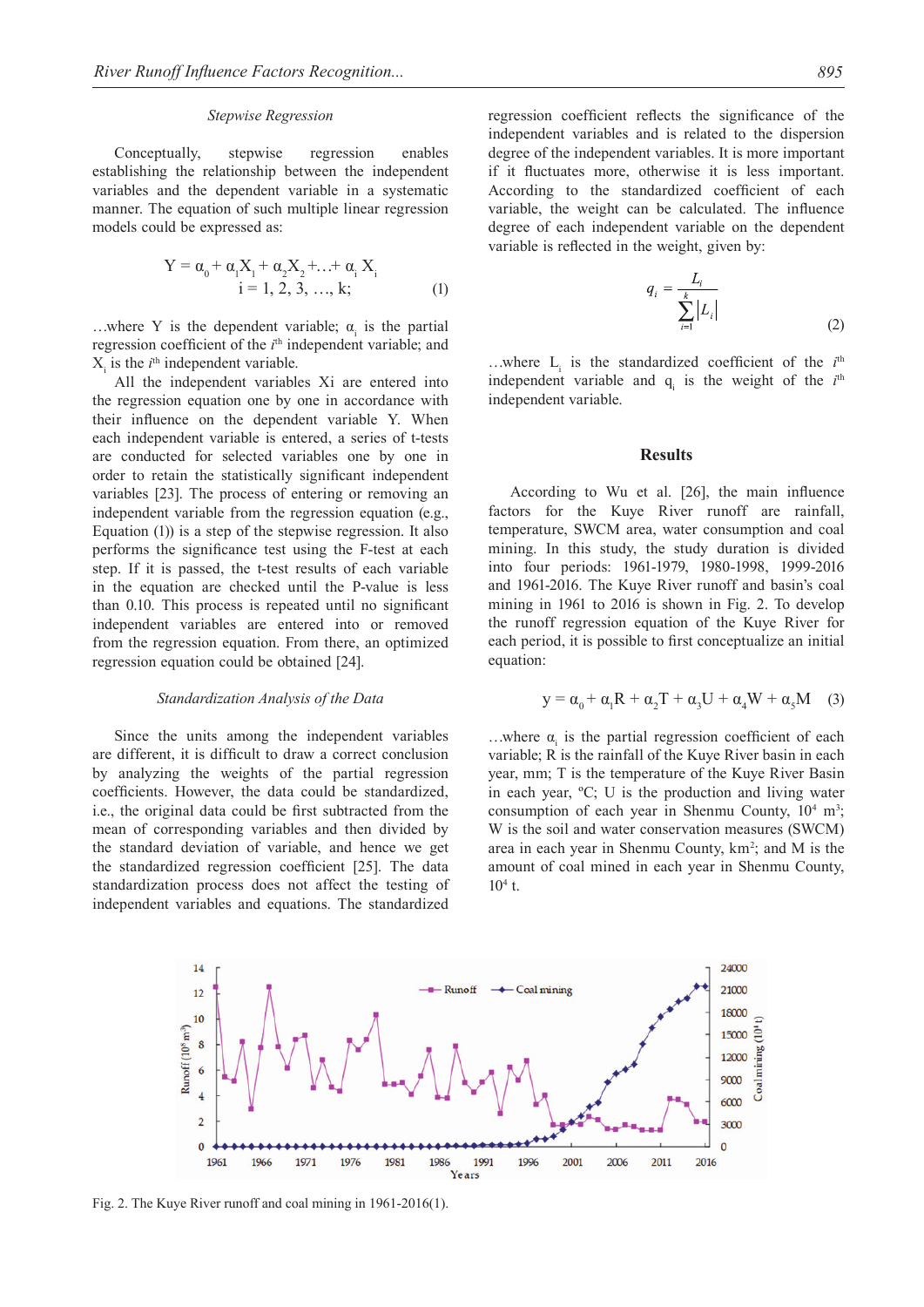### Stepwise Regression

Conceptually, stepwise regression enables establishing the relationship between the independent variables and the dependent variable in a systematic manner. The equation of such multiple linear regression models could be expressed as:

$$Y = \alpha_0 + \alpha_1 X_1 + \alpha_2 X_2 + \ldots + \alpha_i X_i \quad i = 1, 2, 3, \ldots, k; \tag{1}$$

...where Y is the dependent variable; $\alpha_i$ is the partial regression coefficient of the $i^{th}$ independent variable; and $X_i$ is the $i^{th}$ independent variable.

All the independent variables Xi are entered into the regression equation one by one in accordance with their influence on the dependent variable Y. When each independent variable is entered, a series of t-tests are conducted for selected variables one by one in order to retain the statistically significant independent variables [23]. The process of entering or removing an independent variable from the regression equation (e.g., Equation (1)) is a step of the stepwise regression. It also performs the significance test using the F-test at each step. If it is passed, the t-test results of each variable in the equation are checked until the P-value is less than 0.10. This process is repeated until no significant independent variables are entered into or removed from the regression equation. From there, an optimized regression equation could be obtained [24].

### Standardization Analysis of the Data

Since the units among the independent variables are different, it is difficult to draw a correct conclusion by analyzing the weights of the partial regression coefficients. However, the data could be standardized, i.e., the original data could be first subtracted from the mean of corresponding variables and then divided by the standard deviation of variable, and hence we get the standardized regression coefficient [25]. The data standardization process does not affect the testing of independent variables and equations. The standardized regression coefficient reflects the significance of the independent variables and is related to the dispersion degree of the independent variables. It is more important if it fluctuates more, otherwise it is less important. According to the standardized coefficient of each variable, the weight can be calculated. The influence degree of each independent variable on the dependent variable is reflected in the weight, given by:

$$q_i = \frac{L_i}{\sum_{i=1}^{k} |L_i|} \tag{2}$$

...where $L_i$ is the standardized coefficient of the $i^{th}$ independent variable and $q_i$ is the weight of the $i^{th}$ independent variable.

## Results

According to Wu et al. [26], the main influence factors for the Kuye River runoff are rainfall, temperature, SWCM area, water consumption and coal mining. In this study, the study duration is divided into four periods: 1961-1979, 1980-1998, 1999-2016 and 1961-2016. The Kuye River runoff and basin's coal mining in 1961 to 2016 is shown in Fig. 2. To develop the runoff regression equation of the Kuye River for each period, it is possible to first conceptualize an initial equation:

$$y = \alpha_0 + \alpha_1 R + \alpha_2 T + \alpha_3 U + \alpha_4 W + \alpha_5 M \tag{3}$$

...where $\alpha_i$ is the partial regression coefficient of each variable; R is the rainfall of the Kuye River basin in each year, mm; T is the temperature of the Kuye River Basin in each year, °C; U is the production and living water consumption of each year in Shenmu County, $10^4$ $m^3$; W is the soil and water conservation measures (SWCM) area in each year in Shenmu County, $km^2$; and M is the amount of coal mined in each year in Shenmu County, $10^4$ t.

Fig. 2. The Kuye River runoff and coal mining in 1961-2016(1).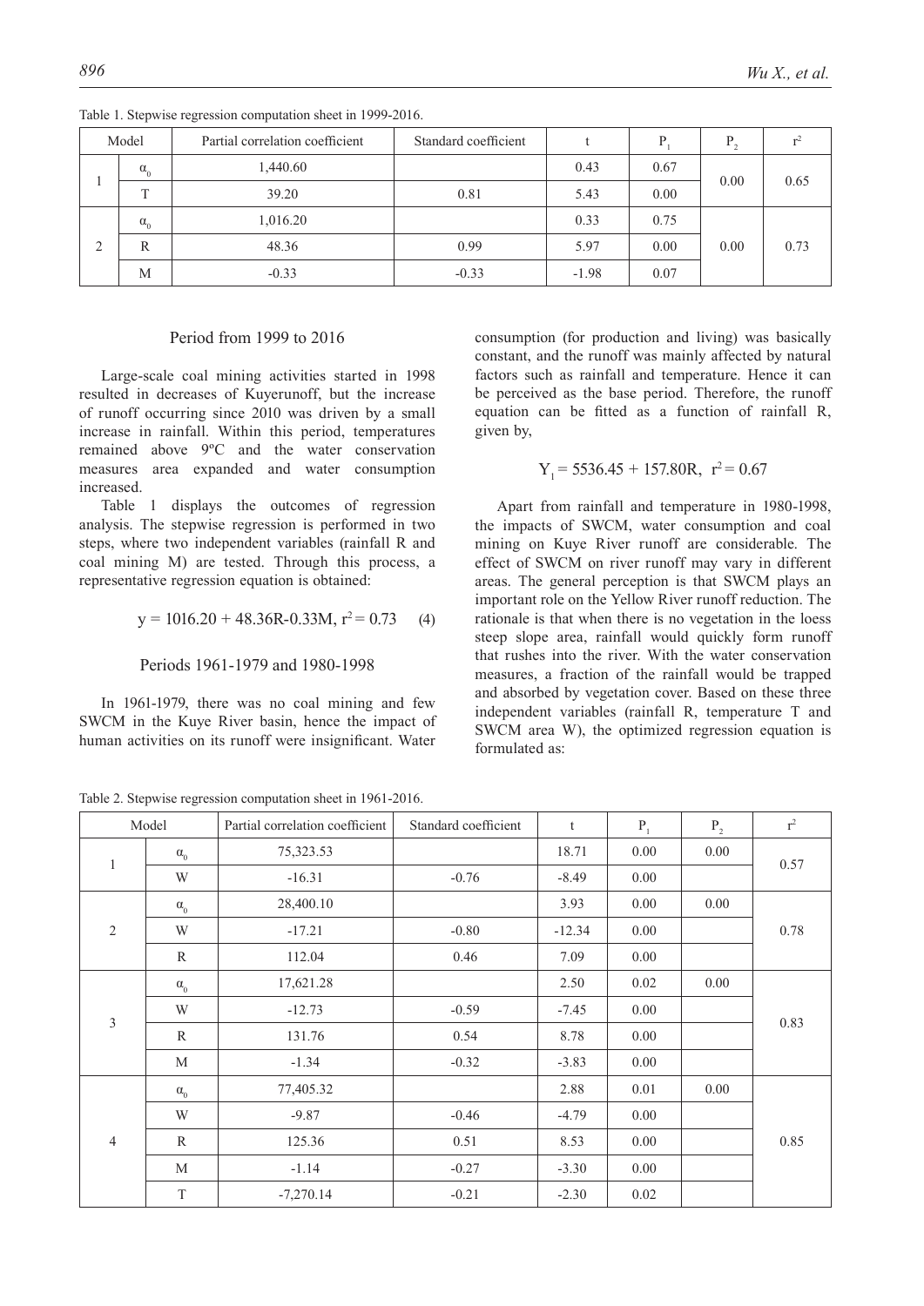Table 1. Stepwise regression computation sheet in 1999-2016.

| Model | | Partial correlation coefficient | Standard coefficient | t | $P_1$ | $P_2$ | $r^2$ |
|---|---|---|---|---|---|---|---|
| 1 | $\alpha_0$ | 1,440.60 | | 0.43 | 0.67 | 0.00 | 0.65 |
| | T | 39.20 | 0.81 | 5.43 | 0.00 | | |
| 2 | $\alpha_0$ | 1,016.20 | | 0.33 | 0.75 | 0.00 | 0.73 |
| | R | 48.36 | 0.99 | 5.97 | 0.00 | | |
| | M | -0.33 | -0.33 | -1.98 | 0.07 | | |

### Period from 1999 to 2016

Large-scale coal mining activities started in 1998 resulted in decreases of Kuyerunoff, but the increase of runoff occurring since 2010 was driven by a small increase in rainfall. Within this period, temperatures remained above 9ºC and the water conservation measures area expanded and water consumption increased.

Table 1 displays the outcomes of regression analysis. The stepwise regression is performed in two steps, where two independent variables (rainfall R and coal mining M) are tested. Through this process, a representative regression equation is obtained:

$$y = 1016.20 + 48.36R - 0.33M, \ r^2 = 0.73 \quad (4)$$

### Periods 1961-1979 and 1980-1998

In 1961-1979, there was no coal mining and few SWCM in the Kuye River basin, hence the impact of human activities on its runoff were insignificant. Water consumption (for production and living) was basically constant, and the runoff was mainly affected by natural factors such as rainfall and temperature. Hence it can be perceived as the base period. Therefore, the runoff equation can be fitted as a function of rainfall R, given by,

$$Y_1 = 5536.45 + 157.80R, \ r^2 = 0.67$$

Apart from rainfall and temperature in 1980-1998, the impacts of SWCM, water consumption and coal mining on Kuye River runoff are considerable. The effect of SWCM on river runoff may vary in different areas. The general perception is that SWCM plays an important role on the Yellow River runoff reduction. The rationale is that when there is no vegetation in the loess steep slope area, rainfall would quickly form runoff that rushes into the river. With the water conservation measures, a fraction of the rainfall would be trapped and absorbed by vegetation cover. Based on these three independent variables (rainfall R, temperature T and SWCM area W), the optimized regression equation is formulated as:

Table 2. Stepwise regression computation sheet in 1961-2016.

| Model | | Partial correlation coefficient | Standard coefficient | t | $P_1$ | $P_2$ | $r^2$ |
|---|---|---|---|---|---|---|---|
| 1 | $\alpha_0$ | 75,323.53 | | 18.71 | 0.00 | 0.00 | 0.57 |
| | W | -16.31 | -0.76 | -8.49 | 0.00 | | |
| 2 | $\alpha_0$ | 28,400.10 | | 3.93 | 0.00 | 0.00 | 0.78 |
| | W | -17.21 | -0.80 | -12.34 | 0.00 | | |
| | R | 112.04 | 0.46 | 7.09 | 0.00 | | |
| 3 | $\alpha_0$ | 17,621.28 | | 2.50 | 0.02 | 0.00 | 0.83 |
| | W | -12.73 | -0.59 | -7.45 | 0.00 | | |
| | R | 131.76 | 0.54 | 8.78 | 0.00 | | |
| | M | -1.34 | -0.32 | -3.83 | 0.00 | | |
| 4 | $\alpha_0$ | 77,405.32 | | 2.88 | 0.01 | 0.00 | 0.85 |
| | W | -9.87 | -0.46 | -4.79 | 0.00 | | |
| | R | 125.36 | 0.51 | 8.53 | 0.00 | | |
| | M | -1.14 | -0.27 | -3.30 | 0.00 | | |
| | T | -7,270.14 | -0.21 | -2.30 | 0.02 | | |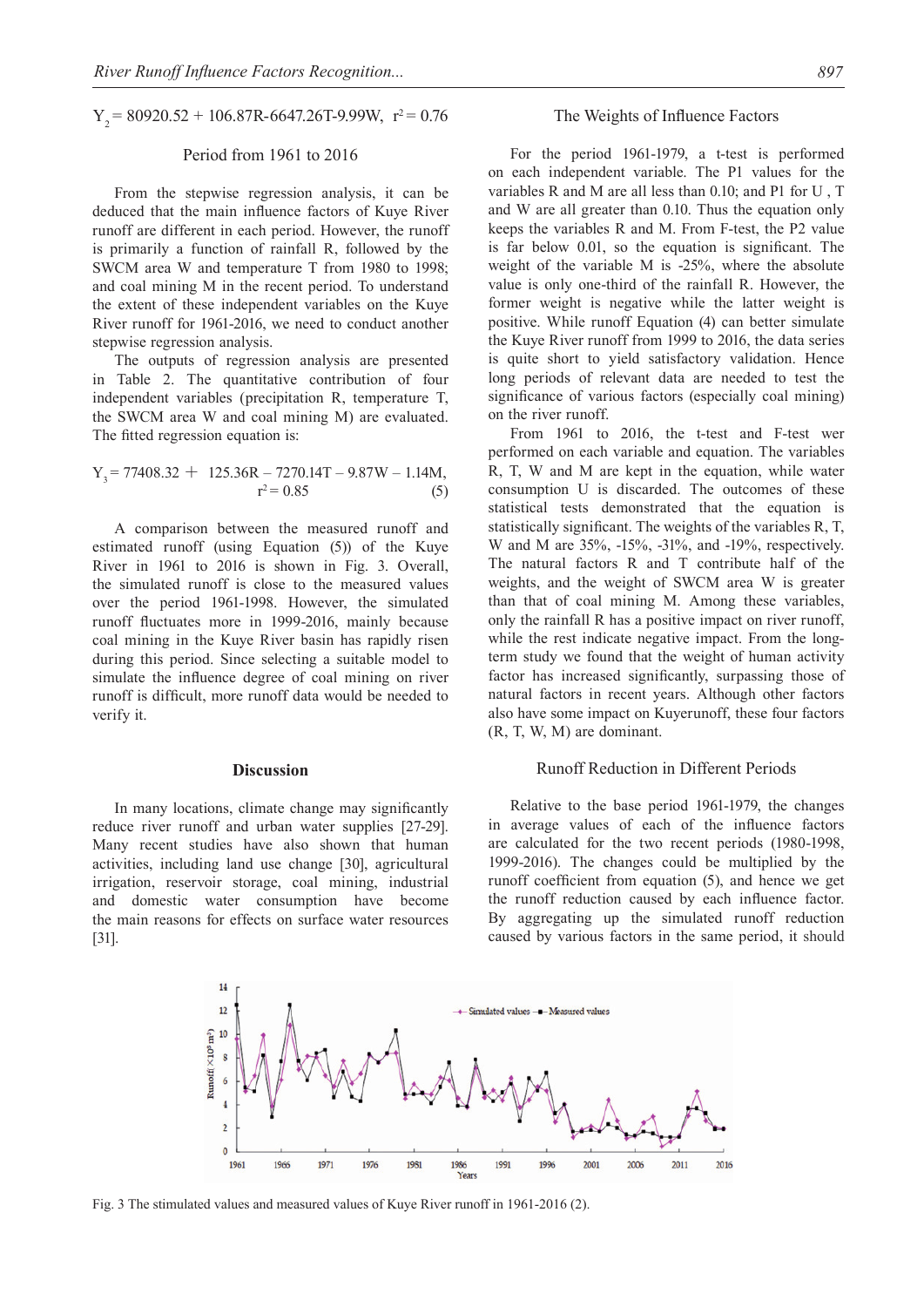$$Y_2 = 80920.52 + 106.87R - 6647.26T - 9.99W, \quad r^2 = 0.76$$

### Period from 1961 to 2016

From the stepwise regression analysis, it can be deduced that the main influence factors of Kuye River runoff are different in each period. However, the runoff is primarily a function of rainfall R, followed by the SWCM area W and temperature T from 1980 to 1998; and coal mining M in the recent period. To understand the extent of these independent variables on the Kuye River runoff for 1961-2016, we need to conduct another stepwise regression analysis.

The outputs of regression analysis are presented in Table 2. The quantitative contribution of four independent variables (precipitation R, temperature T, the SWCM area W and coal mining M) are evaluated. The fitted regression equation is:

$$Y_3 = 77408.32 + 125.36R - 7270.14T - 9.87W - 1.14M, \quad r^2 = 0.85 \tag{5}$$

A comparison between the measured runoff and estimated runoff (using Equation (5)) of the Kuye River in 1961 to 2016 is shown in Fig. 3. Overall, the simulated runoff is close to the measured values over the period 1961-1998. However, the simulated runoff fluctuates more in 1999-2016, mainly because coal mining in the Kuye River basin has rapidly risen during this period. Since selecting a suitable model to simulate the influence degree of coal mining on river runoff is difficult, more runoff data would be needed to verify it.

## Discussion

In many locations, climate change may significantly reduce river runoff and urban water supplies [27-29]. Many recent studies have also shown that human activities, including land use change [30], agricultural irrigation, reservoir storage, coal mining, industrial and domestic water consumption have become the main reasons for effects on surface water resources [31].

### The Weights of Influence Factors

For the period 1961-1979, a t-test is performed on each independent variable. The P1 values for the variables R and M are all less than 0.10; and P1 for U , T and W are all greater than 0.10. Thus the equation only keeps the variables R and M. From F-test, the P2 value is far below 0.01, so the equation is significant. The weight of the variable M is -25%, where the absolute value is only one-third of the rainfall R. However, the former weight is negative while the latter weight is positive. While runoff Equation (4) can better simulate the Kuye River runoff from 1999 to 2016, the data series is quite short to yield satisfactory validation. Hence long periods of relevant data are needed to test the significance of various factors (especially coal mining) on the river runoff.

From 1961 to 2016, the t-test and F-test wer performed on each variable and equation. The variables R, T, W and M are kept in the equation, while water consumption U is discarded. The outcomes of these statistical tests demonstrated that the equation is statistically significant. The weights of the variables R, T, W and M are 35%, -15%, -31%, and -19%, respectively. The natural factors R and T contribute half of the weights, and the weight of SWCM area W is greater than that of coal mining M. Among these variables, only the rainfall R has a positive impact on river runoff, while the rest indicate negative impact. From the long-term study we found that the weight of human activity factor has increased significantly, surpassing those of natural factors in recent years. Although other factors also have some impact on Kuyerunoff, these four factors (R, T, W, M) are dominant.

### Runoff Reduction in Different Periods

Relative to the base period 1961-1979, the changes in average values of each of the influence factors are calculated for the two recent periods (1980-1998, 1999-2016). The changes could be multiplied by the runoff coefficient from equation (5), and hence we get the runoff reduction caused by each influence factor. By aggregating up the simulated runoff reduction caused by various factors in the same period, it should

Fig. 3 The stimulated values and measured values of Kuye River runoff in 1961-2016 (2).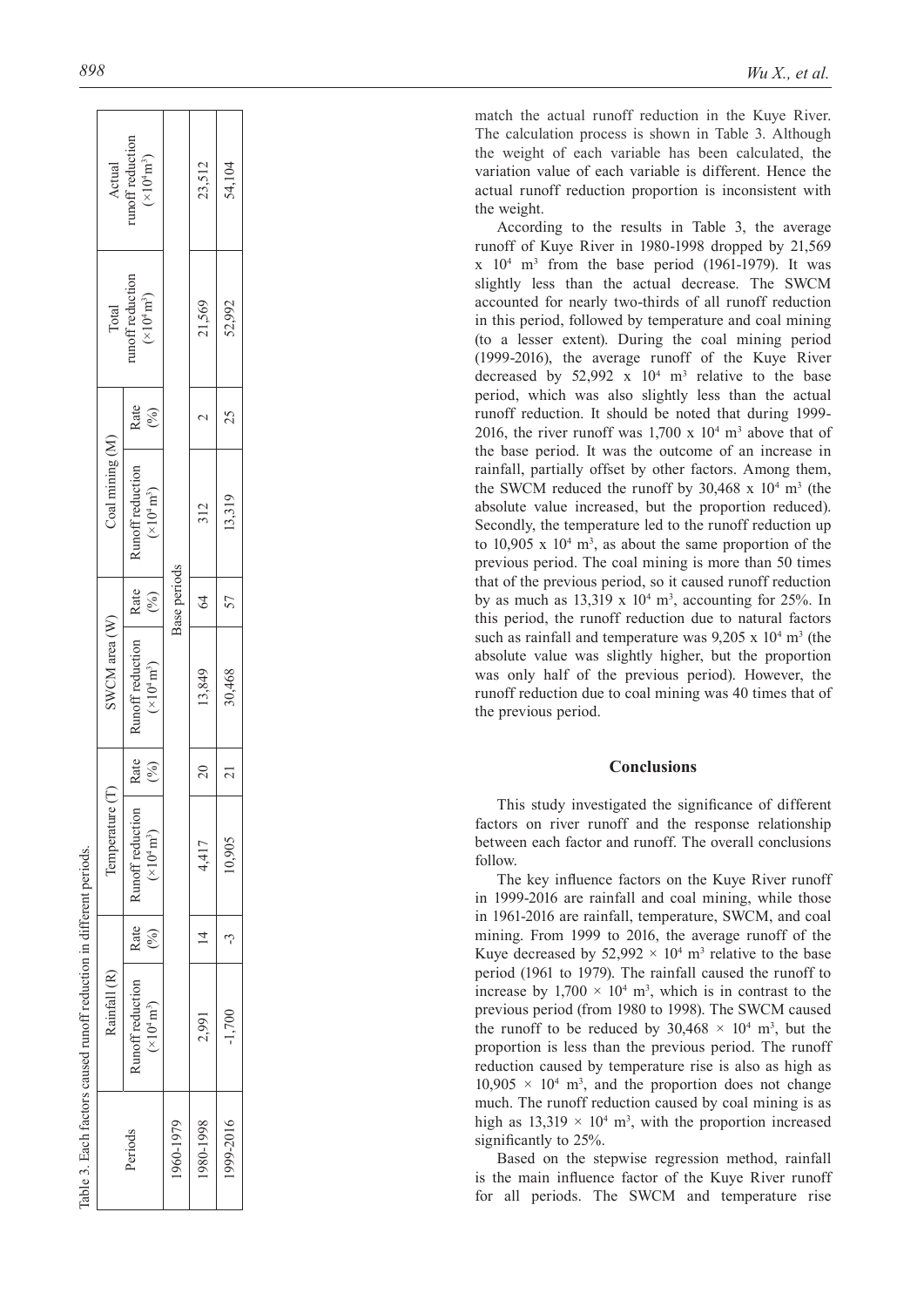Table 3. Each factors caused runoff reduction in different periods.

| Periods | Rainfall (R) | | Temperature (T) | | SWCM area (W) | | Coal mining (M) | | Total runoff reduction ($\times 10^4 m^3$) | Actual runoff reduction ($\times 10^4 m^3$) |
|---|---|---|---|---|---|---|---|---|---|---|
| | Runoff reduction ($\times 10^4 m^3$) | Rate (%) | Runoff reduction ($\times 10^4 m^3$) | Rate (%) | Runoff reduction ($\times 10^4 m^3$) | Rate (%) | Runoff reduction ($\times 10^4 m^3$) | Rate (%) | | |
| 1960-1979 | Base periods | | | | | | | | | |
| 1980-1998 | 2,991 | 14 | 4,417 | 20 | 13,849 | 64 | 312 | 2 | 21,569 | 23,512 |
| 1999-2016 | -1,700 | -3 | 10,905 | 21 | 30,468 | 57 | 13,319 | 25 | 52,992 | 54,104 |

match the actual runoff reduction in the Kuye River. The calculation process is shown in Table 3. Although the weight of each variable has been calculated, the variation value of each variable is different. Hence the actual runoff reduction proportion is inconsistent with the weight.

According to the results in Table 3, the average runoff of Kuye River in 1980-1998 dropped by 21,569 x $10^4$ $m^3$ from the base period (1961-1979). It was slightly less than the actual decrease. The SWCM accounted for nearly two-thirds of all runoff reduction in this period, followed by temperature and coal mining (to a lesser extent). During the coal mining period (1999-2016), the average runoff of the Kuye River decreased by 52,992 x $10^4$ $m^3$ relative to the base period, which was also slightly less than the actual runoff reduction. It should be noted that during 1999-2016, the river runoff was 1,700 x $10^4$ $m^3$ above that of the base period. It was the outcome of an increase in rainfall, partially offset by other factors. Among them, the SWCM reduced the runoff by 30,468 x $10^4$ $m^3$ (the absolute value increased, but the proportion reduced). Secondly, the temperature led to the runoff reduction up to 10,905 x $10^4$ $m^3$, as about the same proportion of the previous period. The coal mining is more than 50 times that of the previous period, so it caused runoff reduction by as much as 13,319 x $10^4$ $m^3$, accounting for 25%. In this period, the runoff reduction due to natural factors such as rainfall and temperature was 9,205 x $10^4$ $m^3$ (the absolute value was slightly higher, but the proportion was only half of the previous period). However, the runoff reduction due to coal mining was 40 times that of the previous period.

## Conclusions

This study investigated the significance of different factors on river runoff and the response relationship between each factor and runoff. The overall conclusions follow.

The key influence factors on the Kuye River runoff in 1999-2016 are rainfall and coal mining, while those in 1961-2016 are rainfall, temperature, SWCM, and coal mining. From 1999 to 2016, the average runoff of the Kuye decreased by 52,992 × $10^4$ $m^3$ relative to the base period (1961 to 1979). The rainfall caused the runoff to increase by 1,700 × $10^4$ $m^3$, which is in contrast to the previous period (from 1980 to 1998). The SWCM caused the runoff to be reduced by 30,468 × $10^4$ $m^3$, but the proportion is less than the previous period. The runoff reduction caused by temperature rise is also as high as 10,905 × $10^4$ $m^3$, and the proportion does not change much. The runoff reduction caused by coal mining is as high as 13,319 × $10^4$ $m^3$, with the proportion increased significantly to 25%.

Based on the stepwise regression method, rainfall is the main influence factor of the Kuye River runoff for all periods. The SWCM and temperature rise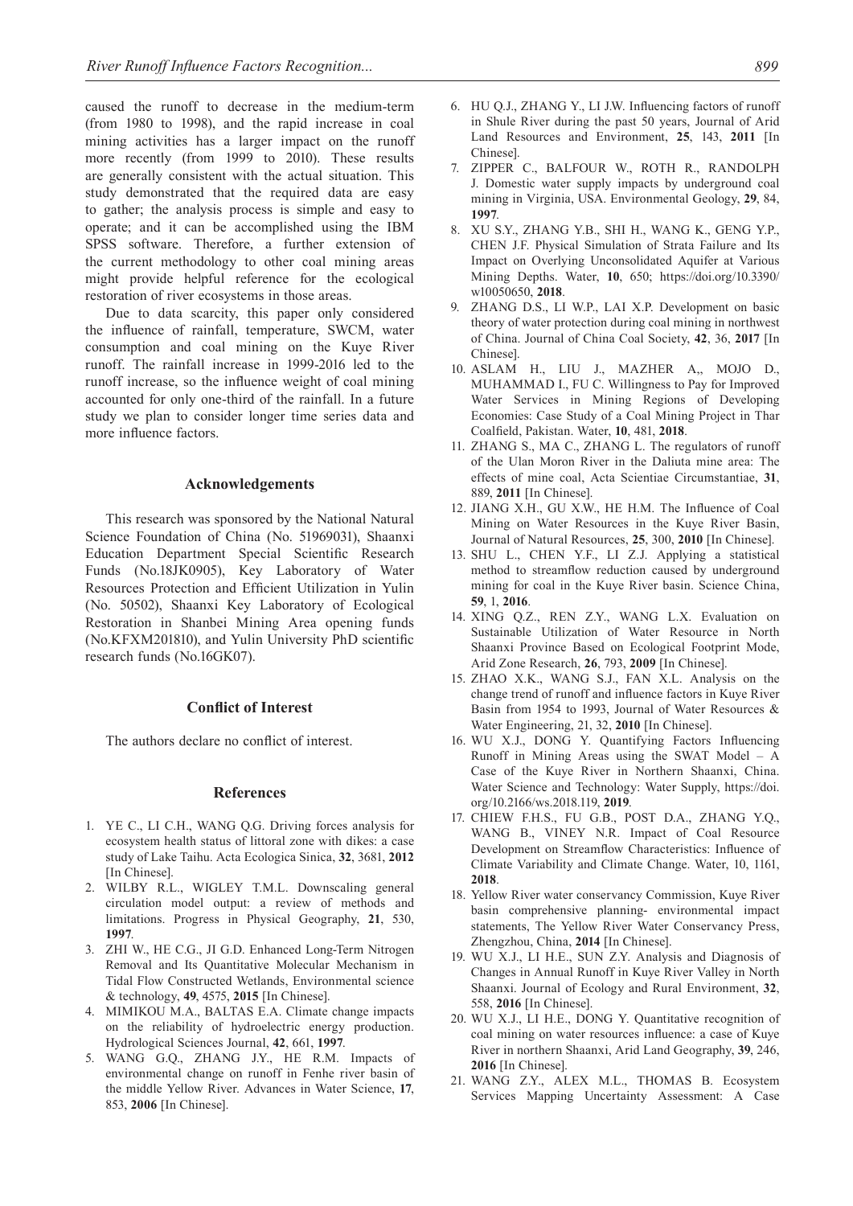caused the runoff to decrease in the medium-term (from 1980 to 1998), and the rapid increase in coal mining activities has a larger impact on the runoff more recently (from 1999 to 2010). These results are generally consistent with the actual situation. This study demonstrated that the required data are easy to gather; the analysis process is simple and easy to operate; and it can be accomplished using the IBM SPSS software. Therefore, a further extension of the current methodology to other coal mining areas might provide helpful reference for the ecological restoration of river ecosystems in those areas.

Due to data scarcity, this paper only considered the influence of rainfall, temperature, SWCM, water consumption and coal mining on the Kuye River runoff. The rainfall increase in 1999-2016 led to the runoff increase, so the influence weight of coal mining accounted for only one-third of the rainfall. In a future study we plan to consider longer time series data and more influence factors.

## Acknowledgements

This research was sponsored by the National Natural Science Foundation of China (No. 51969031), Shaanxi Education Department Special Scientific Research Funds (No.18JK0905), Key Laboratory of Water Resources Protection and Efficient Utilization in Yulin (No. 50502), Shaanxi Key Laboratory of Ecological Restoration in Shanbei Mining Area opening funds (No.KFXM201810), and Yulin University PhD scientific research funds (No.16GK07).

## Conflict of Interest

The authors declare no conflict of interest.

## References

1. YE C., LI C.H., WANG Q.G. Driving forces analysis for ecosystem health status of littoral zone with dikes: a case study of Lake Taihu. Acta Ecologica Sinica, **32**, 3681, **2012** [In Chinese].
2. WILBY R.L., WIGLEY T.M.L. Downscaling general circulation model output: a review of methods and limitations. Progress in Physical Geography, **21**, 530, **1997**.
3. ZHI W., HE C.G., JI G.D. Enhanced Long-Term Nitrogen Removal and Its Quantitative Molecular Mechanism in Tidal Flow Constructed Wetlands, Environmental science & technology, **49**, 4575, **2015** [In Chinese].
4. MIMIKOU M.A., BALTAS E.A. Climate change impacts on the reliability of hydroelectric energy production. Hydrological Sciences Journal, **42**, 661, **1997**.
5. WANG G.Q., ZHANG J.Y., HE R.M. Impacts of environmental change on runoff in Fenhe river basin of the middle Yellow River. Advances in Water Science, **17**, 853, **2006** [In Chinese].
6. HU Q.J., ZHANG Y., LI J.W. Influencing factors of runoff in Shule River during the past 50 years, Journal of Arid Land Resources and Environment, **25**, 143, **2011** [In Chinese].
7. ZIPPER C., BALFOUR W., ROTH R., RANDOLPH J. Domestic water supply impacts by underground coal mining in Virginia, USA. Environmental Geology, **29**, 84, **1997**.
8. XU S.Y., ZHANG Y.B., SHI H., WANG K., GENG Y.P., CHEN J.F. Physical Simulation of Strata Failure and Its Impact on Overlying Unconsolidated Aquifer at Various Mining Depths. Water, **10**, 650; https://doi.org/10.3390/w10050650, **2018**.
9. ZHANG D.S., LI W.P., LAI X.P. Development on basic theory of water protection during coal mining in northwest of China. Journal of China Coal Society, **42**, 36, **2017** [In Chinese].
10. ASLAM H., LIU J., MAZHER A,, MOJO D., MUHAMMAD I., FU C. Willingness to Pay for Improved Water Services in Mining Regions of Developing Economies: Case Study of a Coal Mining Project in Thar Coalfield, Pakistan. Water, **10**, 481, **2018**.
11. ZHANG S., MA C., ZHANG L. The regulators of runoff of the Ulan Moron River in the Daliuta mine area: The effects of mine coal, Acta Scientiae Circumstantiae, **31**, 889, **2011** [In Chinese].
12. JIANG X.H., GU X.W., HE H.M. The Influence of Coal Mining on Water Resources in the Kuye River Basin, Journal of Natural Resources, **25**, 300, **2010** [In Chinese].
13. SHU L., CHEN Y.F., LI Z.J. Applying a statistical method to streamflow reduction caused by underground mining for coal in the Kuye River basin. Science China, **59**, 1, **2016**.
14. XING Q.Z., REN Z.Y., WANG L.X. Evaluation on Sustainable Utilization of Water Resource in North Shaanxi Province Based on Ecological Footprint Mode, Arid Zone Research, **26**, 793, **2009** [In Chinese].
15. ZHAO X.K., WANG S.J., FAN X.L. Analysis on the change trend of runoff and influence factors in Kuye River Basin from 1954 to 1993, Journal of Water Resources & Water Engineering, 21, 32, **2010** [In Chinese].
16. WU X.J., DONG Y. Quantifying Factors Influencing Runoff in Mining Areas using the SWAT Model – A Case of the Kuye River in Northern Shaanxi, China. Water Science and Technology: Water Supply, https://doi.org/10.2166/ws.2018.119, **2019**.
17. CHIEW F.H.S., FU G.B., POST D.A., ZHANG Y.Q., WANG B., VINEY N.R. Impact of Coal Resource Development on Streamflow Characteristics: Influence of Climate Variability and Climate Change. Water, 10, 1161, **2018**.
18. Yellow River water conservancy Commission, Kuye River basin comprehensive planning- environmental impact statements, The Yellow River Water Conservancy Press, Zhengzhou, China, **2014** [In Chinese].
19. WU X.J., LI H.E., SUN Z.Y. Analysis and Diagnosis of Changes in Annual Runoff in Kuye River Valley in North Shaanxi. Journal of Ecology and Rural Environment, **32**, 558, **2016** [In Chinese].
20. WU X.J., LI H.E., DONG Y. Quantitative recognition of coal mining on water resources influence: a case of Kuye River in northern Shaanxi, Arid Land Geography, **39**, 246, **2016** [In Chinese].
21. WANG Z.Y., ALEX M.L., THOMAS B. Ecosystem Services Mapping Uncertainty Assessment: A Case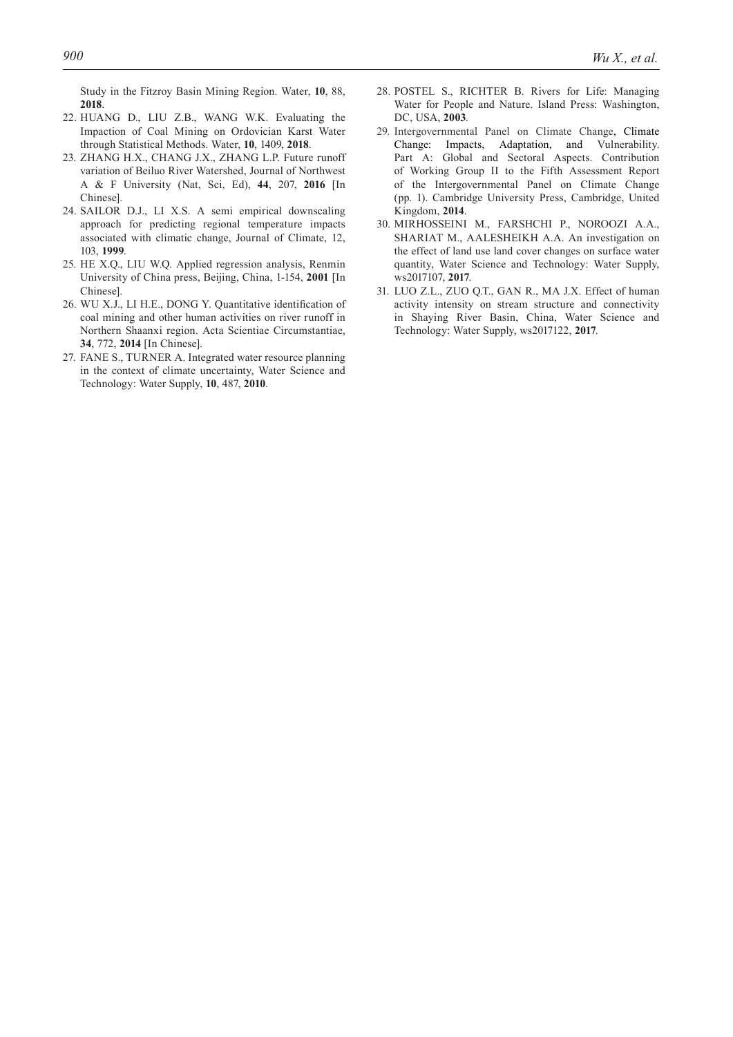Study in the Fitzroy Basin Mining Region. Water, **10**, 88, **2018**.

22. HUANG D., LIU Z.B., WANG W.K. Evaluating the Impaction of Coal Mining on Ordovician Karst Water through Statistical Methods. Water, **10**, 1409, **2018**.
23. ZHANG H.X., CHANG J.X., ZHANG L.P. Future runoff variation of Beiluo River Watershed, Journal of Northwest A & F University (Nat, Sci, Ed), **44**, 207, **2016** [In Chinese].
24. SAILOR D.J., LI X.S. A semi empirical downscaling approach for predicting regional temperature impacts associated with climatic change, Journal of Climate, 12, 103, **1999**.
25. HE X.Q., LIU W.Q. Applied regression analysis, Renmin University of China press, Beijing, China, 1-154, **2001** [In Chinese].
26. WU X.J., LI H.E., DONG Y. Quantitative identification of coal mining and other human activities on river runoff in Northern Shaanxi region. Acta Scientiae Circumstantiae, **34**, 772, **2014** [In Chinese].
27. FANE S., TURNER A. Integrated water resource planning in the context of climate uncertainty, Water Science and Technology: Water Supply, **10**, 487, **2010**.
28. POSTEL S., RICHTER B. Rivers for Life: Managing Water for People and Nature. Island Press: Washington, DC, USA, **2003**.
29. Intergovernmental Panel on Climate Change, Climate Change: Impacts, Adaptation, and Vulnerability. Part A: Global and Sectoral Aspects. Contribution of Working Group II to the Fifth Assessment Report of the Intergovernmental Panel on Climate Change (pp. 1). Cambridge University Press, Cambridge, United Kingdom, **2014**.
30. MIRHOSSEINI M., FARSHCHI P., NOROOZI A.A., SHARIAT M., AALESHEIKH A.A. An investigation on the effect of land use land cover changes on surface water quantity, Water Science and Technology: Water Supply, ws2017107, **2017**.
31. LUO Z.L., ZUO Q.T., GAN R., MA J.X. Effect of human activity intensity on stream structure and connectivity in Shaying River Basin, China, Water Science and Technology: Water Supply, ws2017122, **2017**.